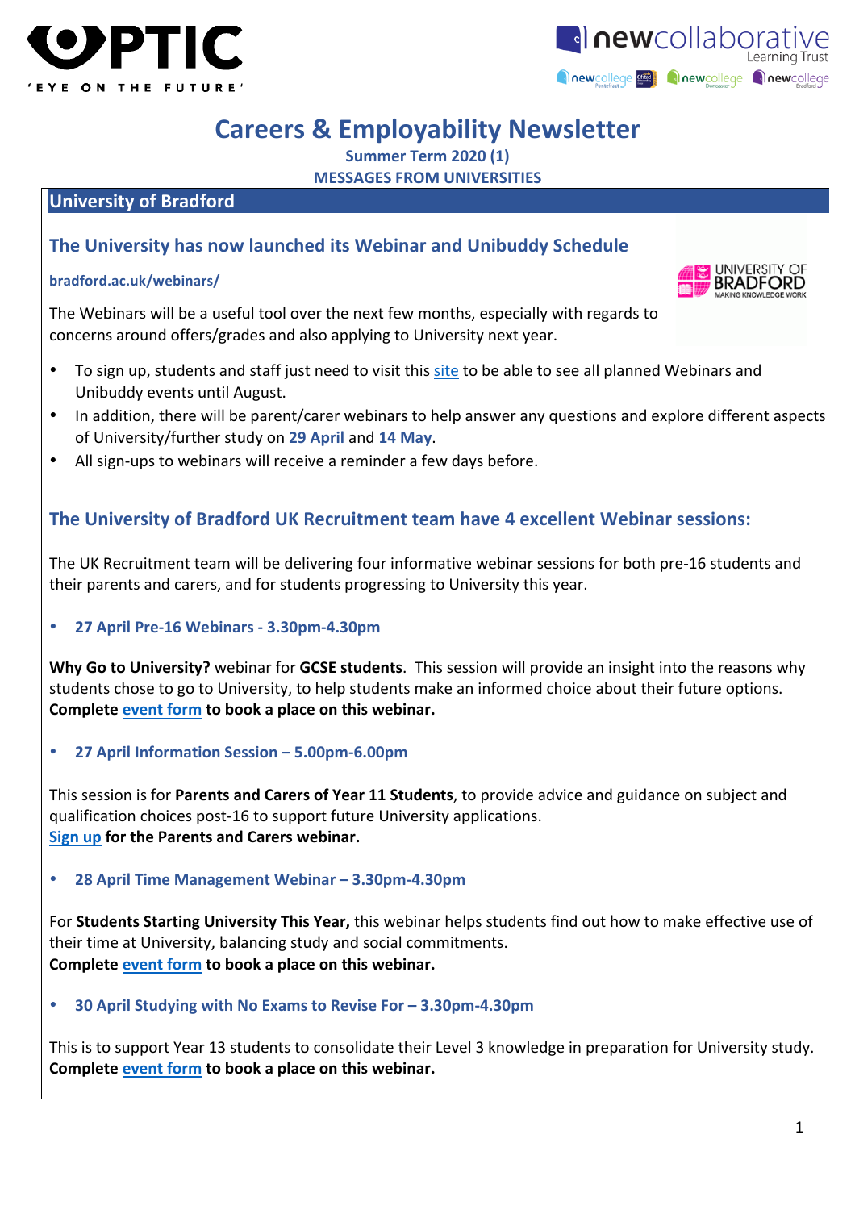# Careers & Employability Newsletter

**Summer Term 2020 (1)**

**MESSAGES FROM UNIVERSITIES**

## University of Bradford

### The University has now launched its Webinar and Unibuddy Schedule

**bradford.ac.uk/webinars/**

The Webinars will be a useful tool over the next few months, especially with regards to concerns around offers/grades and also applying to University next year.

- To sign up, students and staff just need to visit this site to be able to see all planned Webinars and Unibuddy events until August.
- In addition, there will be parent/carer webinars to help answer any questions and explore different aspects of University/further study on **29 April** and **14 May**.
- All sign-ups to webinars will receive a reminder a few days before.

### The University of Bradford UK Recruitment team have 4 excellent Webinar sessions:

The UK Recruitment team will be delivering four informative webinar sessions for both pre-16 students and their parents and carers, and for students progressing to University this year.

- **27 April Pre-16 Webinars - 3.30pm-4.30pm**

**Why Go to University?** webinar for **GCSE students**. This session will provide an insight into the reasons why students chose to go to University, to help students make an informed choice about their future options.
**Complete event form to book a place on this webinar.**

- **27 April Information Session – 5.00pm-6.00pm**

This session is for **Parents and Carers of Year 11 Students**, to provide advice and guidance on subject and qualification choices post-16 to support future University applications.
**Sign up for the Parents and Carers webinar.**

- **28 April Time Management Webinar – 3.30pm-4.30pm**

For **Students Starting University This Year,** this webinar helps students find out how to make effective use of their time at University, balancing study and social commitments.
**Complete event form to book a place on this webinar.**

- **30 April Studying with No Exams to Revise For – 3.30pm-4.30pm**

This is to support Year 13 students to consolidate their Level 3 knowledge in preparation for University study.
**Complete event form to book a place on this webinar.**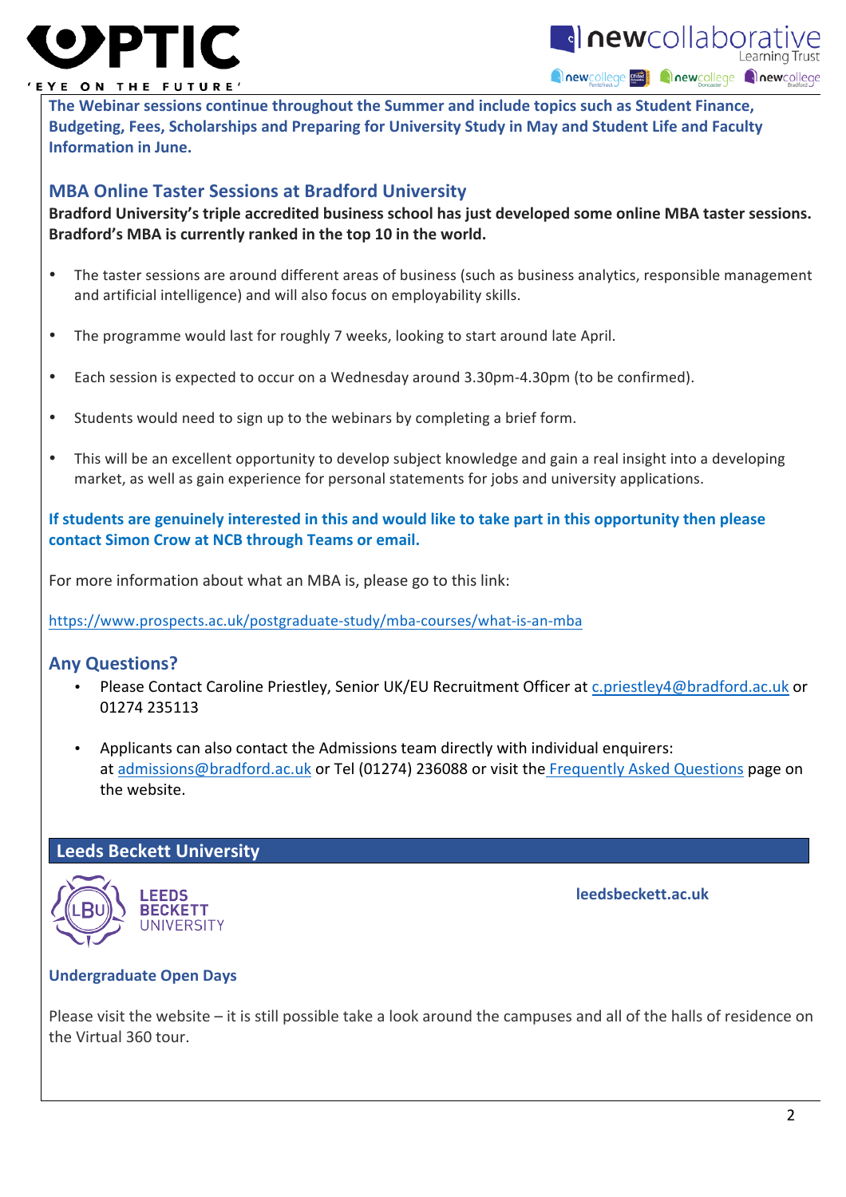**The Webinar sessions continue throughout the Summer and include topics such as Student Finance, Budgeting, Fees, Scholarships and Preparing for University Study in May and Student Life and Faculty Information in June.**

### MBA Online Taster Sessions at Bradford University

**Bradford University's triple accredited business school has just developed some online MBA taster sessions. Bradford's MBA is currently ranked in the top 10 in the world.**

- The taster sessions are around different areas of business (such as business analytics, responsible management and artificial intelligence) and will also focus on employability skills.
- The programme would last for roughly 7 weeks, looking to start around late April.
- Each session is expected to occur on a Wednesday around 3.30pm-4.30pm (to be confirmed).
- Students would need to sign up to the webinars by completing a brief form.
- This will be an excellent opportunity to develop subject knowledge and gain a real insight into a developing market, as well as gain experience for personal statements for jobs and university applications.

**If students are genuinely interested in this and would like to take part in this opportunity then please contact Simon Crow at NCB through Teams or email.**

For more information about what an MBA is, please go to this link:

https://www.prospects.ac.uk/postgraduate-study/mba-courses/what-is-an-mba

### Any Questions?

- Please Contact Caroline Priestley, Senior UK/EU Recruitment Officer at c.priestley4@bradford.ac.uk or 01274 235113
- Applicants can also contact the Admissions team directly with individual enquirers: at admissions@bradford.ac.uk or Tel (01274) 236088 or visit the Frequently Asked Questions page on the website.

## Leeds Beckett University

LEEDS BECKETT UNIVERSITY

**leedsbeckett.ac.uk**

### Undergraduate Open Days

Please visit the website – it is still possible take a look around the campuses and all of the halls of residence on the Virtual 360 tour.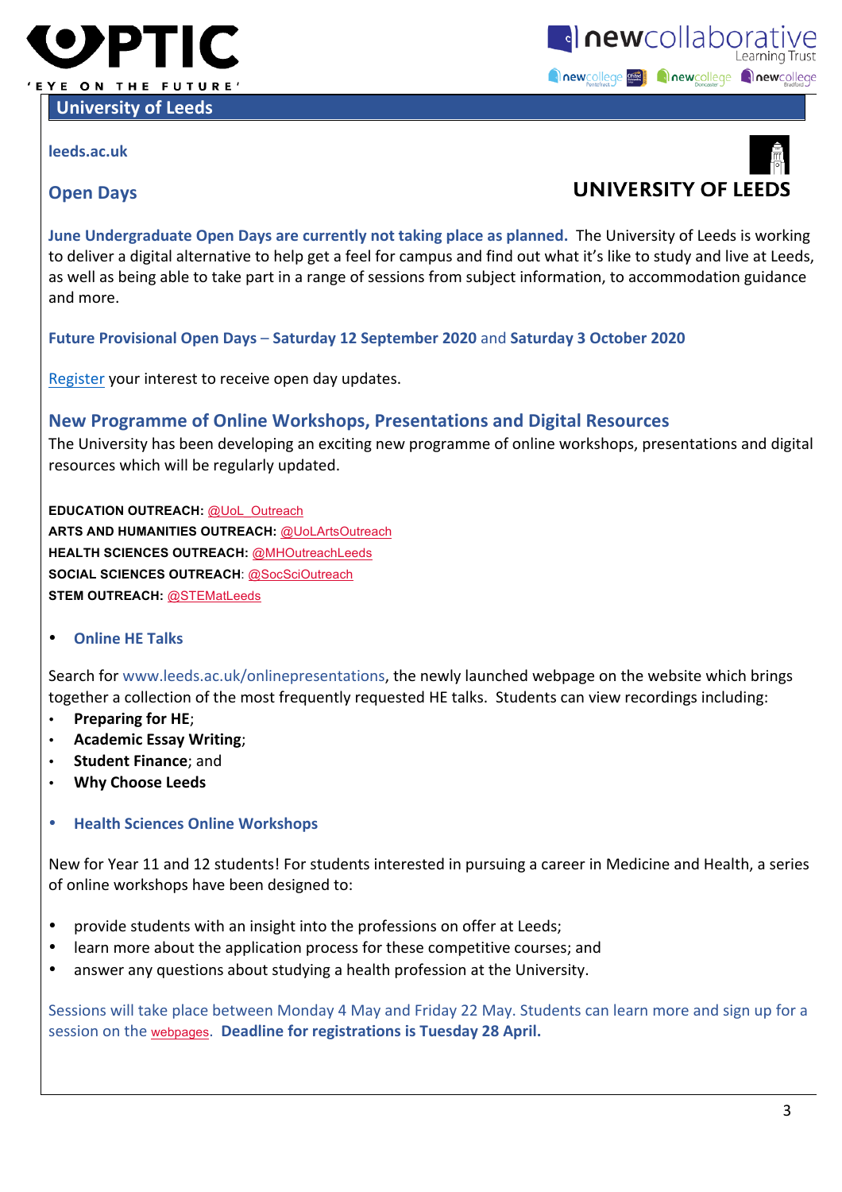# University of Leeds

leeds.ac.uk

UNIVERSITY OF LEEDS

## Open Days

**June Undergraduate Open Days are currently not taking place as planned.** The University of Leeds is working to deliver a digital alternative to help get a feel for campus and find out what it's like to study and live at Leeds, as well as being able to take part in a range of sessions from subject information, to accommodation guidance and more.

**Future Provisional Open Days – Saturday 12 September 2020** and **Saturday 3 October 2020**

Register your interest to receive open day updates.

## New Programme of Online Workshops, Presentations and Digital Resources

The University has been developing an exciting new programme of online workshops, presentations and digital resources which will be regularly updated.

**EDUCATION OUTREACH:** @UoL_Outreach
**ARTS AND HUMANITIES OUTREACH:** @UoLArtsOutreach
**HEALTH SCIENCES OUTREACH:** @MHOutreachLeeds
**SOCIAL SCIENCES OUTREACH**: @SocSciOutreach
**STEM OUTREACH:** @STEMatLeeds

- **Online HE Talks**

Search for www.leeds.ac.uk/onlinepresentations, the newly launched webpage on the website which brings together a collection of the most frequently requested HE talks. Students can view recordings including:

- **Preparing for HE**;
- **Academic Essay Writing**;
- **Student Finance**; and
- **Why Choose Leeds**

- **Health Sciences Online Workshops**

New for Year 11 and 12 students! For students interested in pursuing a career in Medicine and Health, a series of online workshops have been designed to:

- provide students with an insight into the professions on offer at Leeds;
- learn more about the application process for these competitive courses; and
- answer any questions about studying a health profession at the University.

Sessions will take place between Monday 4 May and Friday 22 May. Students can learn more and sign up for a session on the webpages. **Deadline for registrations is Tuesday 28 April.**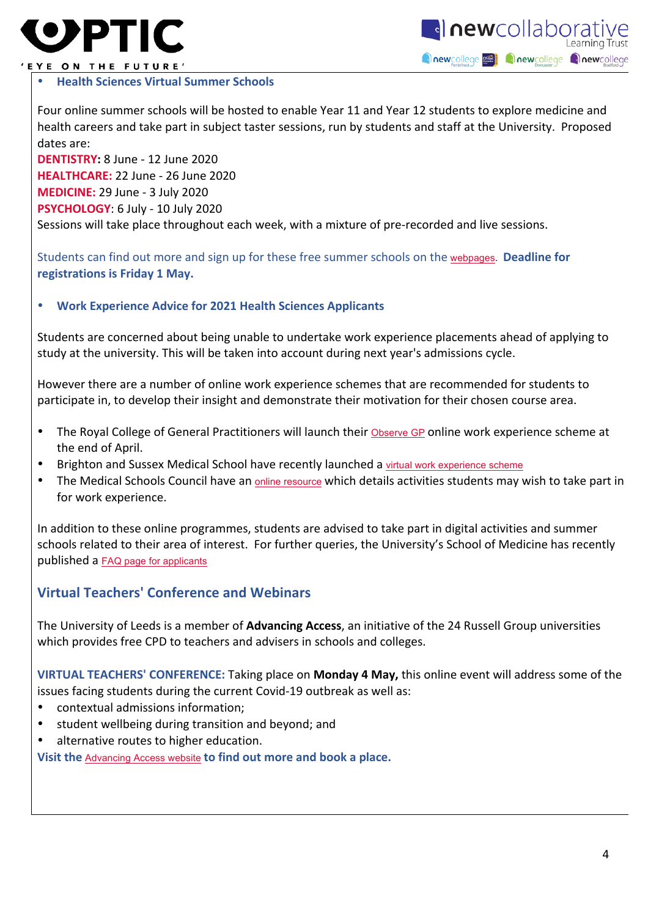- **Health Sciences Virtual Summer Schools**

Four online summer schools will be hosted to enable Year 11 and Year 12 students to explore medicine and health careers and take part in subject taster sessions, run by students and staff at the University. Proposed dates are:

**DENTISTRY:** 8 June - 12 June 2020
**HEALTHCARE:** 22 June - 26 June 2020
**MEDICINE:** 29 June - 3 July 2020
**PSYCHOLOGY**: 6 July - 10 July 2020
Sessions will take place throughout each week, with a mixture of pre-recorded and live sessions.

Students can find out more and sign up for these free summer schools on the webpages. **Deadline for registrations is Friday 1 May.**

- **Work Experience Advice for 2021 Health Sciences Applicants**

Students are concerned about being unable to undertake work experience placements ahead of applying to study at the university. This will be taken into account during next year's admissions cycle.

However there are a number of online work experience schemes that are recommended for students to participate in, to develop their insight and demonstrate their motivation for their chosen course area.

- The Royal College of General Practitioners will launch their Observe GP online work experience scheme at the end of April.
- Brighton and Sussex Medical School have recently launched a virtual work experience scheme
- The Medical Schools Council have an online resource which details activities students may wish to take part in for work experience.

In addition to these online programmes, students are advised to take part in digital activities and summer schools related to their area of interest. For further queries, the University's School of Medicine has recently published a FAQ page for applicants

## Virtual Teachers' Conference and Webinars

The University of Leeds is a member of **Advancing Access**, an initiative of the 24 Russell Group universities which provides free CPD to teachers and advisers in schools and colleges.

**VIRTUAL TEACHERS' CONFERENCE:** Taking place on **Monday 4 May,** this online event will address some of the issues facing students during the current Covid-19 outbreak as well as:

- contextual admissions information;
- student wellbeing during transition and beyond; and
- alternative routes to higher education.

**Visit the Advancing Access website to find out more and book a place.**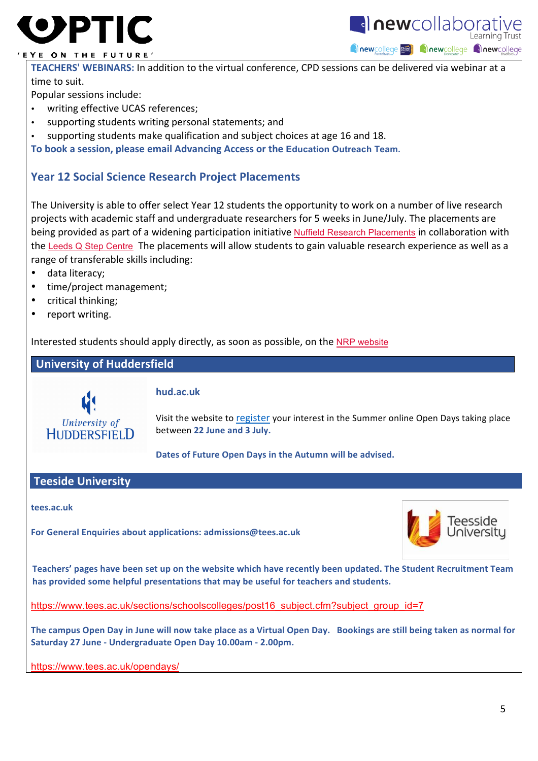**TEACHERS' WEBINARS:** In addition to the virtual conference, CPD sessions can be delivered via webinar at a time to suit.

Popular sessions include:

- writing effective UCAS references;
- supporting students writing personal statements; and
- supporting students make qualification and subject choices at age 16 and 18.

**To book a session, please email Advancing Access or the Education Outreach Team.**

### Year 12 Social Science Research Project Placements

The University is able to offer select Year 12 students the opportunity to work on a number of live research projects with academic staff and undergraduate researchers for 5 weeks in June/July. The placements are being provided as part of a widening participation initiative Nuffield Research Placements in collaboration with the Leeds Q Step Centre The placements will allow students to gain valuable research experience as well as a range of transferable skills including:

- data literacy;
- time/project management;
- critical thinking;
- report writing.

Interested students should apply directly, as soon as possible, on the NRP website

## University of Huddersfield

**hud.ac.uk**

Visit the website to register your interest in the Summer online Open Days taking place between **22 June and 3 July.**

**Dates of Future Open Days in the Autumn will be advised.**

## Teeside University

**tees.ac.uk**

**For General Enquiries about applications: admissions@tees.ac.uk**

**Teachers' pages have been set up on the website which have recently been updated. The Student Recruitment Team has provided some helpful presentations that may be useful for teachers and students.**

https://www.tees.ac.uk/sections/schoolscolleges/post16_subject.cfm?subject_group_id=7

**The campus Open Day in June will now take place as a Virtual Open Day. Bookings are still being taken as normal for Saturday 27 June - Undergraduate Open Day 10.00am - 2.00pm.**

https://www.tees.ac.uk/opendays/